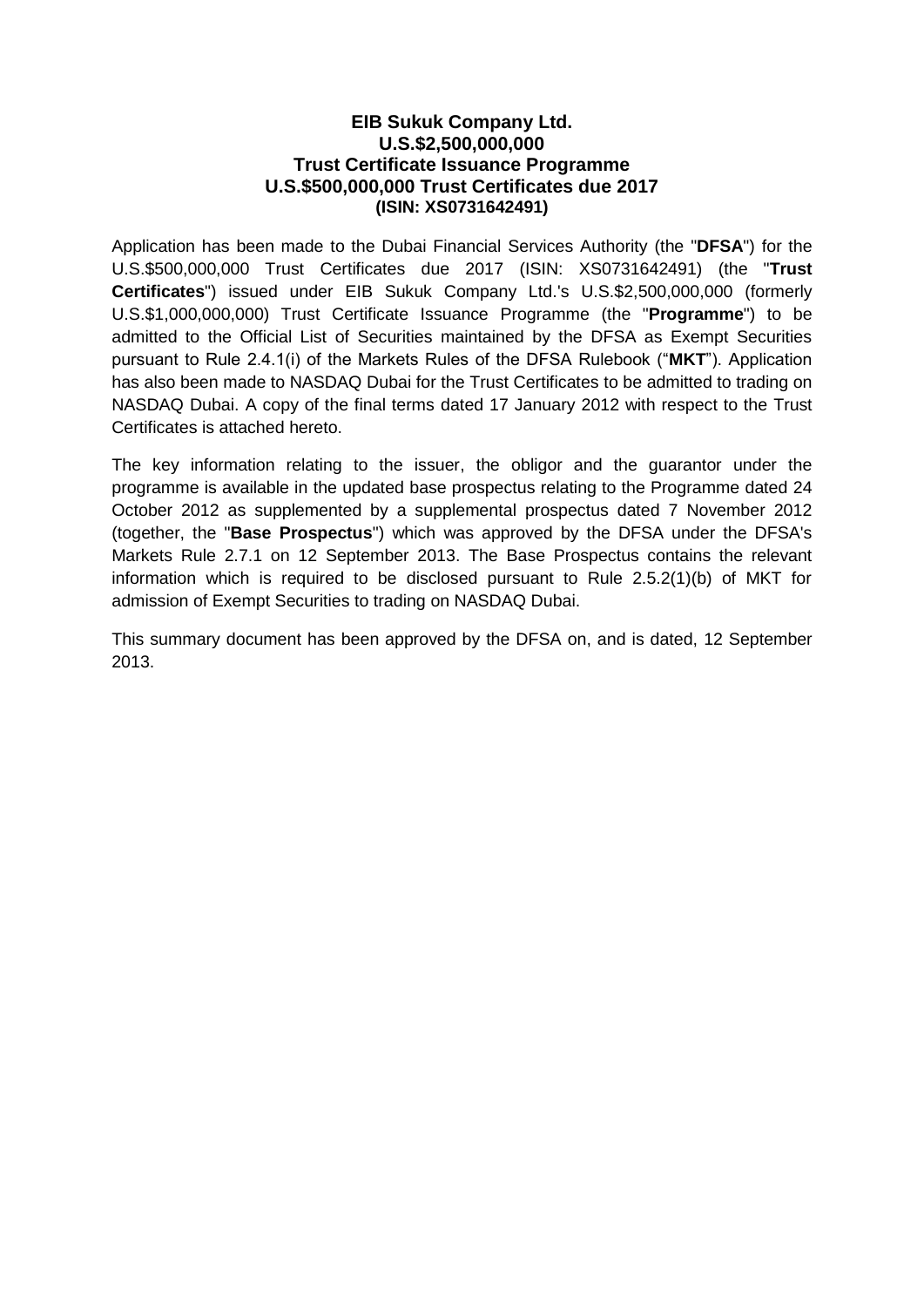**EIB Sukuk Company Ltd.**
**U.S.$2,500,000,000**
**Trust Certificate Issuance Programme**
**U.S.$500,000,000 Trust Certificates due 2017**
**(ISIN: XS0731642491)**

Application has been made to the Dubai Financial Services Authority (the "**DFSA**") for the U.S.$500,000,000 Trust Certificates due 2017 (ISIN: XS0731642491) (the "**Trust Certificates**") issued under EIB Sukuk Company Ltd.'s U.S.$2,500,000,000 (formerly U.S.$1,000,000,000) Trust Certificate Issuance Programme (the "**Programme**") to be admitted to the Official List of Securities maintained by the DFSA as Exempt Securities pursuant to Rule 2.4.1(i) of the Markets Rules of the DFSA Rulebook ("**MKT**"). Application has also been made to NASDAQ Dubai for the Trust Certificates to be admitted to trading on NASDAQ Dubai. A copy of the final terms dated 17 January 2012 with respect to the Trust Certificates is attached hereto.

The key information relating to the issuer, the obligor and the guarantor under the programme is available in the updated base prospectus relating to the Programme dated 24 October 2012 as supplemented by a supplemental prospectus dated 7 November 2012 (together, the "**Base Prospectus**") which was approved by the DFSA under the DFSA's Markets Rule 2.7.1 on 12 September 2013. The Base Prospectus contains the relevant information which is required to be disclosed pursuant to Rule 2.5.2(1)(b) of MKT for admission of Exempt Securities to trading on NASDAQ Dubai.

This summary document has been approved by the DFSA on, and is dated, 12 September 2013.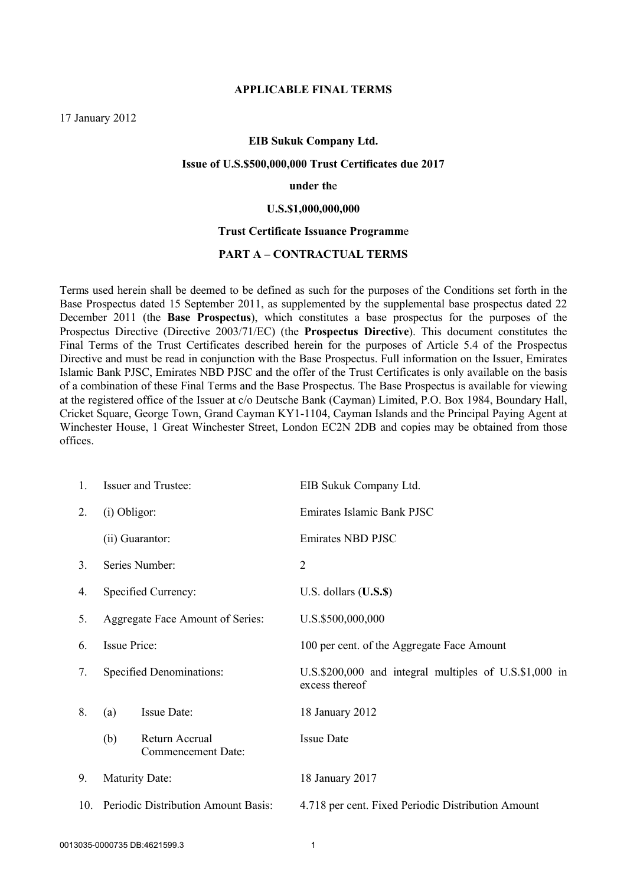**APPLICABLE FINAL TERMS**

17 January 2012

**EIB Sukuk Company Ltd.**

**Issue of U.S.$500,000,000 Trust Certificates due 2017**

**under the**

**U.S.$1,000,000,000**

**Trust Certificate Issuance Programme**

**PART A – CONTRACTUAL TERMS**

Terms used herein shall be deemed to be defined as such for the purposes of the Conditions set forth in the Base Prospectus dated 15 September 2011, as supplemented by the supplemental base prospectus dated 22 December 2011 (the **Base Prospectus**), which constitutes a base prospectus for the purposes of the Prospectus Directive (Directive 2003/71/EC) (the **Prospectus Directive**). This document constitutes the Final Terms of the Trust Certificates described herein for the purposes of Article 5.4 of the Prospectus Directive and must be read in conjunction with the Base Prospectus. Full information on the Issuer, Emirates Islamic Bank PJSC, Emirates NBD PJSC and the offer of the Trust Certificates is only available on the basis of a combination of these Final Terms and the Base Prospectus. The Base Prospectus is available for viewing at the registered office of the Issuer at c/o Deutsche Bank (Cayman) Limited, P.O. Box 1984, Boundary Hall, Cricket Square, George Town, Grand Cayman KY1-1104, Cayman Islands and the Principal Paying Agent at Winchester House, 1 Great Winchester Street, London EC2N 2DB and copies may be obtained from those offices.

| | | |
|---|---|---|
| 1. | Issuer and Trustee: | EIB Sukuk Company Ltd. |
| 2. | (i) Obligor: | Emirates Islamic Bank PJSC |
| | (ii) Guarantor: | Emirates NBD PJSC |
| 3. | Series Number: | 2 |
| 4. | Specified Currency: | U.S. dollars (**U.S.$**) |
| 5. | Aggregate Face Amount of Series: | U.S.$500,000,000 |
| 6. | Issue Price: | 100 per cent. of the Aggregate Face Amount |
| 7. | Specified Denominations: | U.S.$200,000 and integral multiples of U.S.$1,000 in excess thereof |
| 8. | (a) Issue Date: | 18 January 2012 |
| | (b) Return Accrual Commencement Date: | Issue Date |
| 9. | Maturity Date: | 18 January 2017 |
| 10. | Periodic Distribution Amount Basis: | 4.718 per cent. Fixed Periodic Distribution Amount |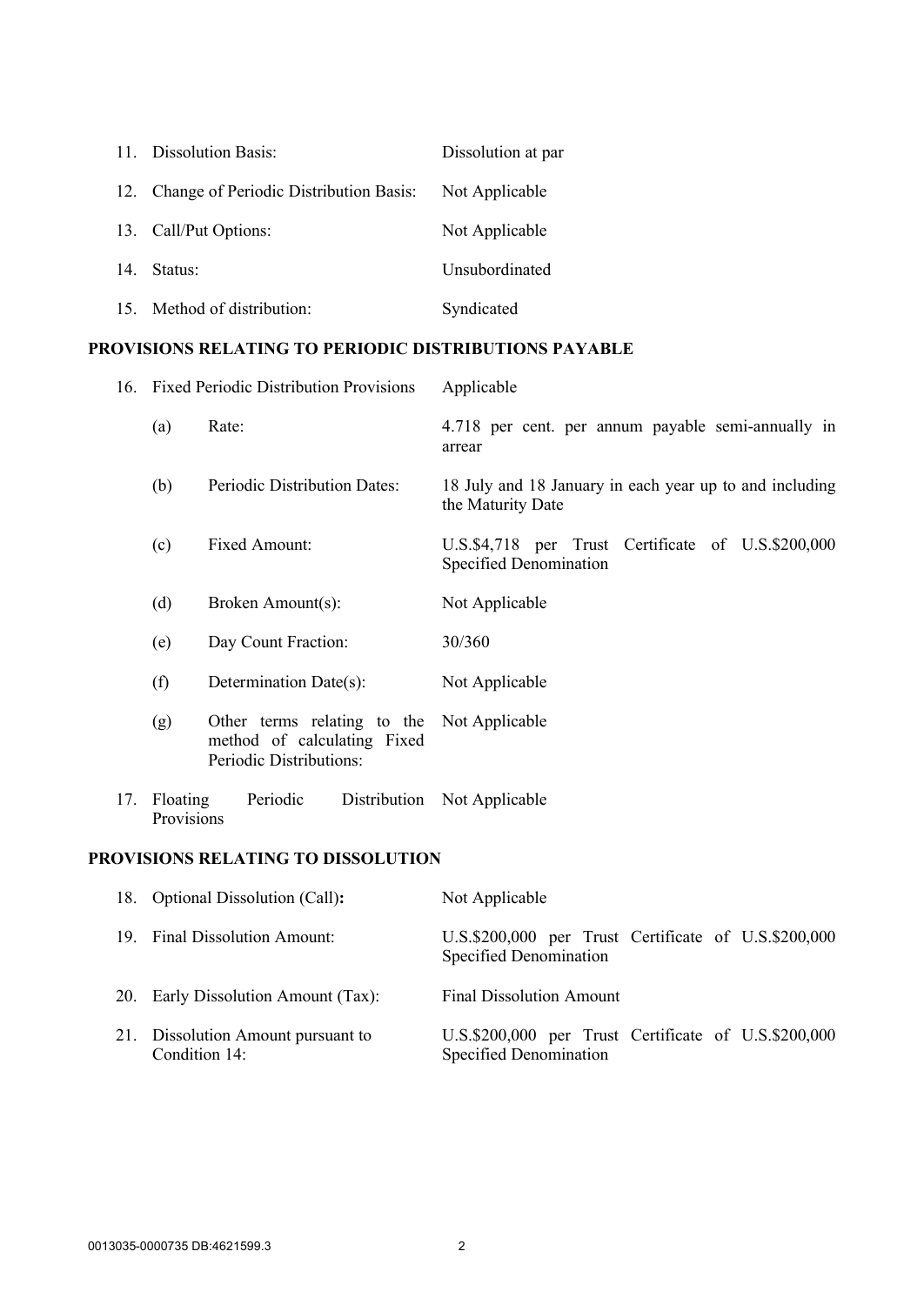| | | |
|---|---|---|
| 11. | Dissolution Basis: | Dissolution at par |
| 12. | Change of Periodic Distribution Basis: | Not Applicable |
| 13. | Call/Put Options: | Not Applicable |
| 14. | Status: | Unsubordinated |
| 15. | Method of distribution: | Syndicated |

## PROVISIONS RELATING TO PERIODIC DISTRIBUTIONS PAYABLE

| | | | |
|---|---|---|---|
| 16. | Fixed Periodic Distribution Provisions | | Applicable |
| | (a) | Rate: | 4.718 per cent. per annum payable semi-annually in arrear |
| | (b) | Periodic Distribution Dates: | 18 July and 18 January in each year up to and including the Maturity Date |
| | (c) | Fixed Amount: | U.S.$4,718 per Trust Certificate of U.S.$200,000 Specified Denomination |
| | (d) | Broken Amount(s): | Not Applicable |
| | (e) | Day Count Fraction: | 30/360 |
| | (f) | Determination Date(s): | Not Applicable |
| | (g) | Other terms relating to the method of calculating Fixed Periodic Distributions: | Not Applicable |
| 17. | Floating Periodic Distribution Provisions | | Not Applicable |

## PROVISIONS RELATING TO DISSOLUTION

| | | |
|---|---|---|
| 18. | Optional Dissolution (Call)**:** | Not Applicable |
| 19. | Final Dissolution Amount: | U.S.$200,000 per Trust Certificate of U.S.$200,000 Specified Denomination |
| 20. | Early Dissolution Amount (Tax): | Final Dissolution Amount |
| 21. | Dissolution Amount pursuant to Condition 14: | U.S.$200,000 per Trust Certificate of U.S.$200,000 Specified Denomination |

0013035-0000735 DB:4621599.3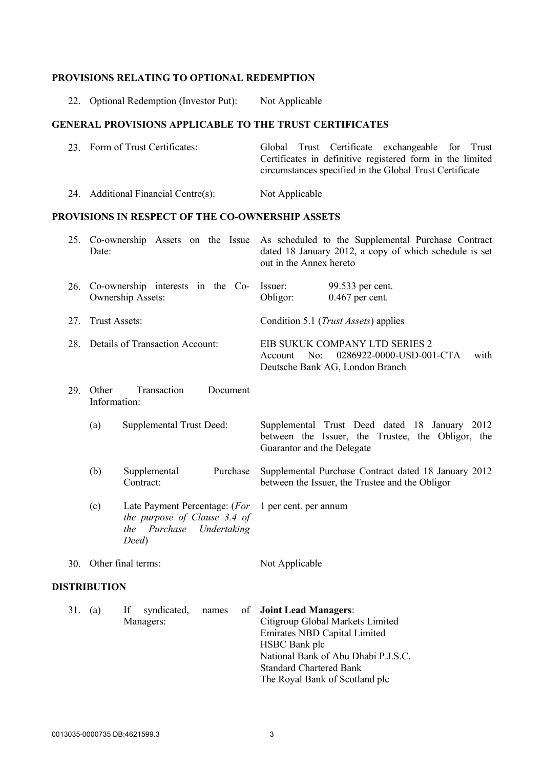**PROVISIONS RELATING TO OPTIONAL REDEMPTION**

| | | |
|---|---|---|
| 22. | Optional Redemption (Investor Put): | Not Applicable |

**GENERAL PROVISIONS APPLICABLE TO THE TRUST CERTIFICATES**

| | | |
|---|---|---|
| 23. | Form of Trust Certificates: | Global Trust Certificate exchangeable for Trust Certificates in definitive registered form in the limited circumstances specified in the Global Trust Certificate |
| 24. | Additional Financial Centre(s): | Not Applicable |

**PROVISIONS IN RESPECT OF THE CO-OWNERSHIP ASSETS**

| | | |
|---|---|---|
| 25. | Co-ownership Assets on the Issue Date: | As scheduled to the Supplemental Purchase Contract dated 18 January 2012, a copy of which schedule is set out in the Annex hereto |
| 26. | Co-ownership interests in the Co-Ownership Assets: | Issuer: 99.533 per cent.<br>Obligor: 0.467 per cent. |
| 27. | Trust Assets: | Condition 5.1 (*Trust Assets*) applies |
| 28. | Details of Transaction Account: | EIB SUKUK COMPANY LTD SERIES 2<br>Account No: 0286922-0000-USD-001-CTA with Deutsche Bank AG, London Branch |
| 29. | Other Transaction Document Information: | |
| | (a) Supplemental Trust Deed: | Supplemental Trust Deed dated 18 January 2012 between the Issuer, the Trustee, the Obligor, the Guarantor and the Delegate |
| | (b) Supplemental Purchase Contract: | Supplemental Purchase Contract dated 18 January 2012 between the Issuer, the Trustee and the Obligor |
| | (c) Late Payment Percentage: (*For the purpose of Clause 3.4 of the Purchase Undertaking Deed*) | 1 per cent. per annum |
| 30. | Other final terms: | Not Applicable |

**DISTRIBUTION**

| | | |
|---|---|---|
| 31. | (a) If syndicated, names of Managers: | **Joint Lead Managers**:<br>Citigroup Global Markets Limited<br>Emirates NBD Capital Limited<br>HSBC Bank plc<br>National Bank of Abu Dhabi P.J.S.C.<br>Standard Chartered Bank<br>The Royal Bank of Scotland plc |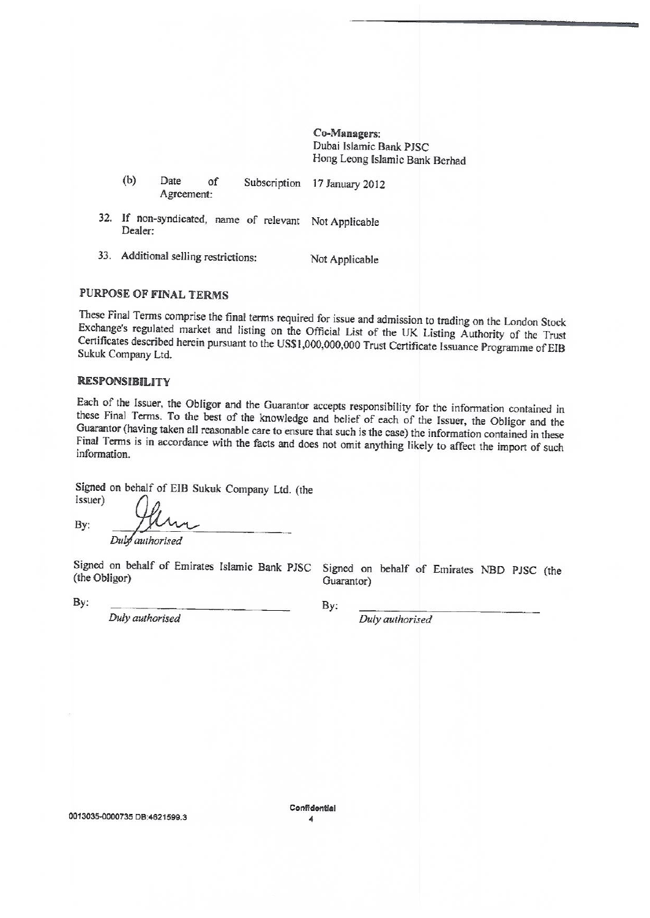| | |
|---|---|
| | **Co-Managers:** Dubai Islamic Bank PJSC Hong Leong Islamic Bank Berhad |
| (b) Date of Subscription Agreement: | 17 January 2012 |
| 32. If non-syndicated, name of relevant Dealer: | Not Applicable |
| 33. Additional selling restrictions: | Not Applicable |

## PURPOSE OF FINAL TERMS

These Final Terms comprise the final terms required for issue and admission to trading on the London Stock Exchange's regulated market and listing on the Official List of the UK Listing Authority of the Trust Certificates described herein pursuant to the US$1,000,000,000 Trust Certificate Issuance Programme of EIB Sukuk Company Ltd.

## RESPONSIBILITY

Each of the Issuer, the Obligor and the Guarantor accepts responsibility for the information contained in these Final Terms. To the best of the knowledge and belief of each of the Issuer, the Obligor and the Guarantor (having taken all reasonable care to ensure that such is the case) the information contained in these Final Terms is in accordance with the facts and does not omit anything likely to affect the import of such information.

Signed on behalf of EIB Sukuk Company Ltd. (the Issuer)

By: ______________________
*Duly authorised*

Signed on behalf of Emirates Islamic Bank PJSC (the Obligor)

By: ______________________
*Duly authorised*

Signed on behalf of Emirates NBD PJSC (the Guarantor)

By: ______________________
*Duly authorised*

0013035-0000735 DB:4621599.3

Confidential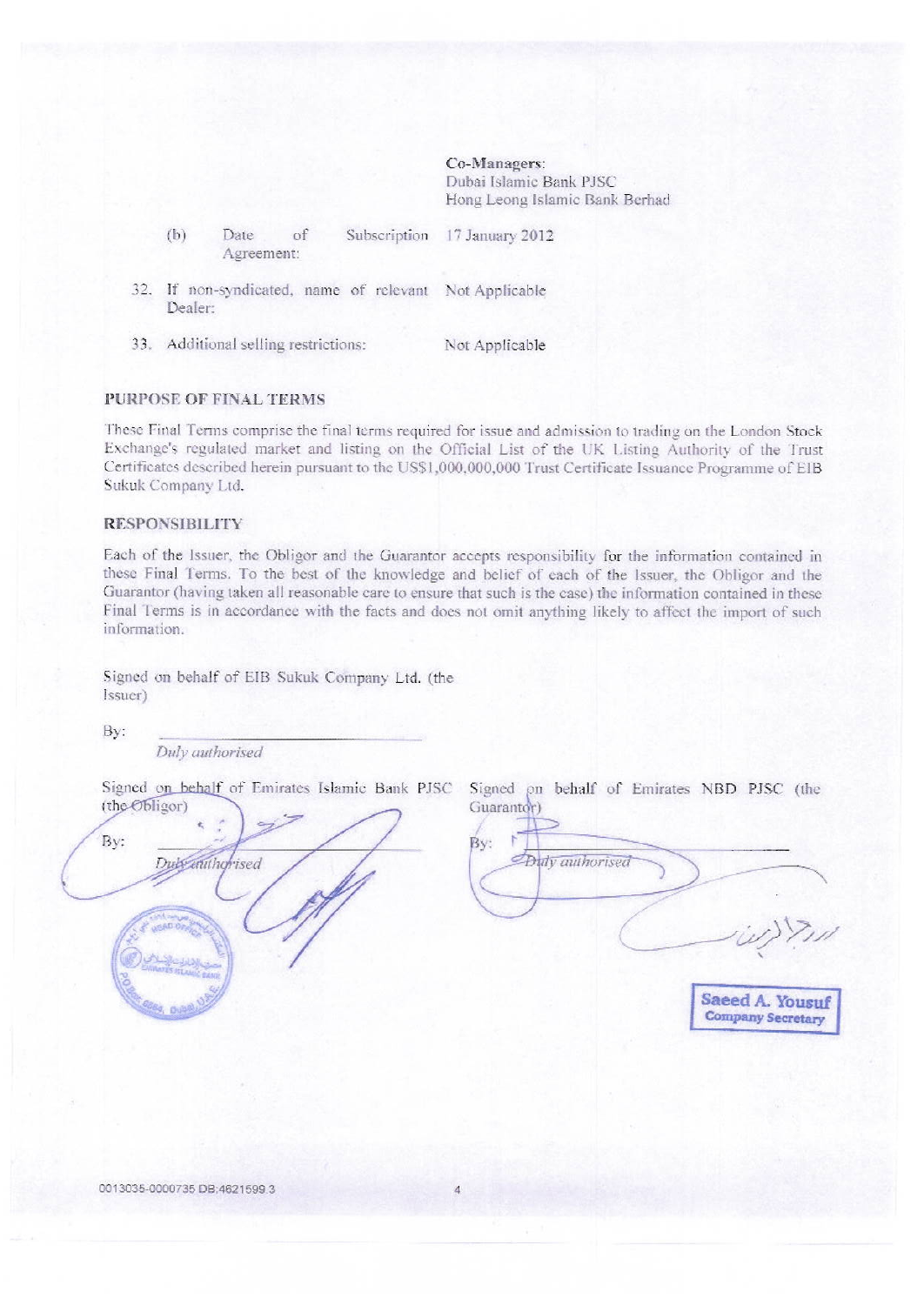| | |
|---|---|
| | **Co-Managers**: Dubai Islamic Bank PJSC Hong Leong Islamic Bank Berhad |
| (b) Date of Subscription Agreement: | 17 January 2012 |
| 32. If non-syndicated, name of relevant Dealer: | Not Applicable |
| 33. Additional selling restrictions: | Not Applicable |

## PURPOSE OF FINAL TERMS

These Final Terms comprise the final terms required for issue and admission to trading on the London Stock Exchange's regulated market and listing on the Official List of the UK Listing Authority of the Trust Certificates described herein pursuant to the US$1,000,000,000 Trust Certificate Issuance Programme of EIB Sukuk Company Ltd.

## RESPONSIBILITY

Each of the Issuer, the Obligor and the Guarantor accepts responsibility for the information contained in these Final Terms. To the best of the knowledge and belief of each of the Issuer, the Obligor and the Guarantor (having taken all reasonable care to ensure that such is the case) the information contained in these Final Terms is in accordance with the facts and does not omit anything likely to affect the import of such information.

Signed on behalf of EIB Sukuk Company Ltd. (the Issuer)

By: ______________________

*Duly authorised*

Signed on behalf of Emirates Islamic Bank PJSC (the Obligor)

By: ______________________

*Duly authorised*

Signed on behalf of Emirates NBD PJSC (the Guarantor)

By: ______________________

*Duly authorised*

Saeed A. Yousuf
Company Secretary

0013035-0000735 DB:4621599.3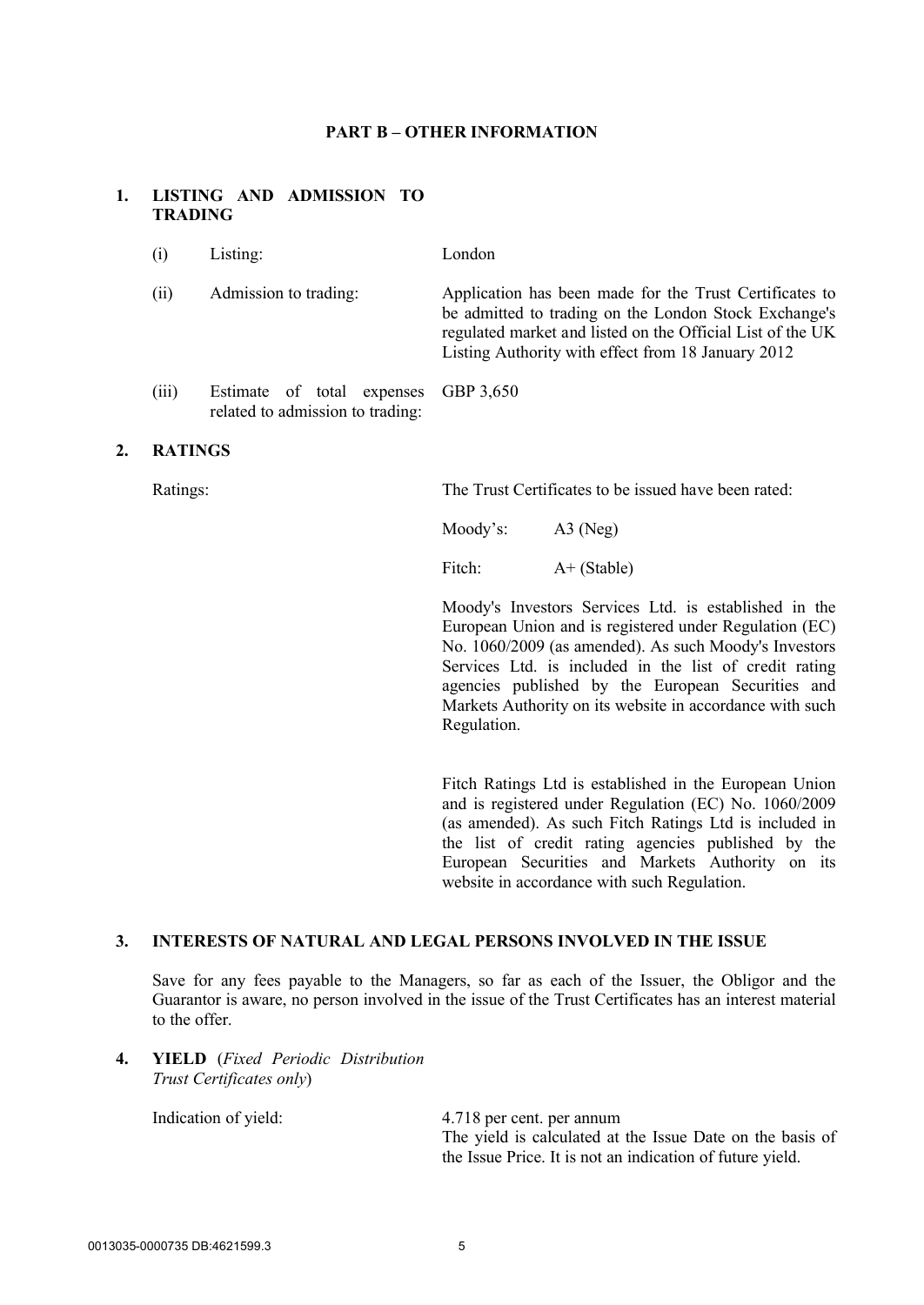## PART B – OTHER INFORMATION

### 1. LISTING AND ADMISSION TO TRADING

| | | |
|---|---|---|
| (i) | Listing: | London |
| (ii) | Admission to trading: | Application has been made for the Trust Certificates to be admitted to trading on the London Stock Exchange's regulated market and listed on the Official List of the UK Listing Authority with effect from 18 January 2012 |
| (iii) | Estimate of total expenses related to admission to trading: | GBP 3,650 |

### 2. RATINGS

Ratings: The Trust Certificates to be issued have been rated:

Moody's: A3 (Neg)

Fitch: A+ (Stable)

Moody's Investors Services Ltd. is established in the European Union and is registered under Regulation (EC) No. 1060/2009 (as amended). As such Moody's Investors Services Ltd. is included in the list of credit rating agencies published by the European Securities and Markets Authority on its website in accordance with such Regulation.

Fitch Ratings Ltd is established in the European Union and is registered under Regulation (EC) No. 1060/2009 (as amended). As such Fitch Ratings Ltd is included in the list of credit rating agencies published by the European Securities and Markets Authority on its website in accordance with such Regulation.

### 3. INTERESTS OF NATURAL AND LEGAL PERSONS INVOLVED IN THE ISSUE

Save for any fees payable to the Managers, so far as each of the Issuer, the Obligor and the Guarantor is aware, no person involved in the issue of the Trust Certificates has an interest material to the offer.

### 4. YIELD (*Fixed Periodic Distribution Trust Certificates only*)

Indication of yield: 4.718 per cent. per annum

The yield is calculated at the Issue Date on the basis of the Issue Price. It is not an indication of future yield.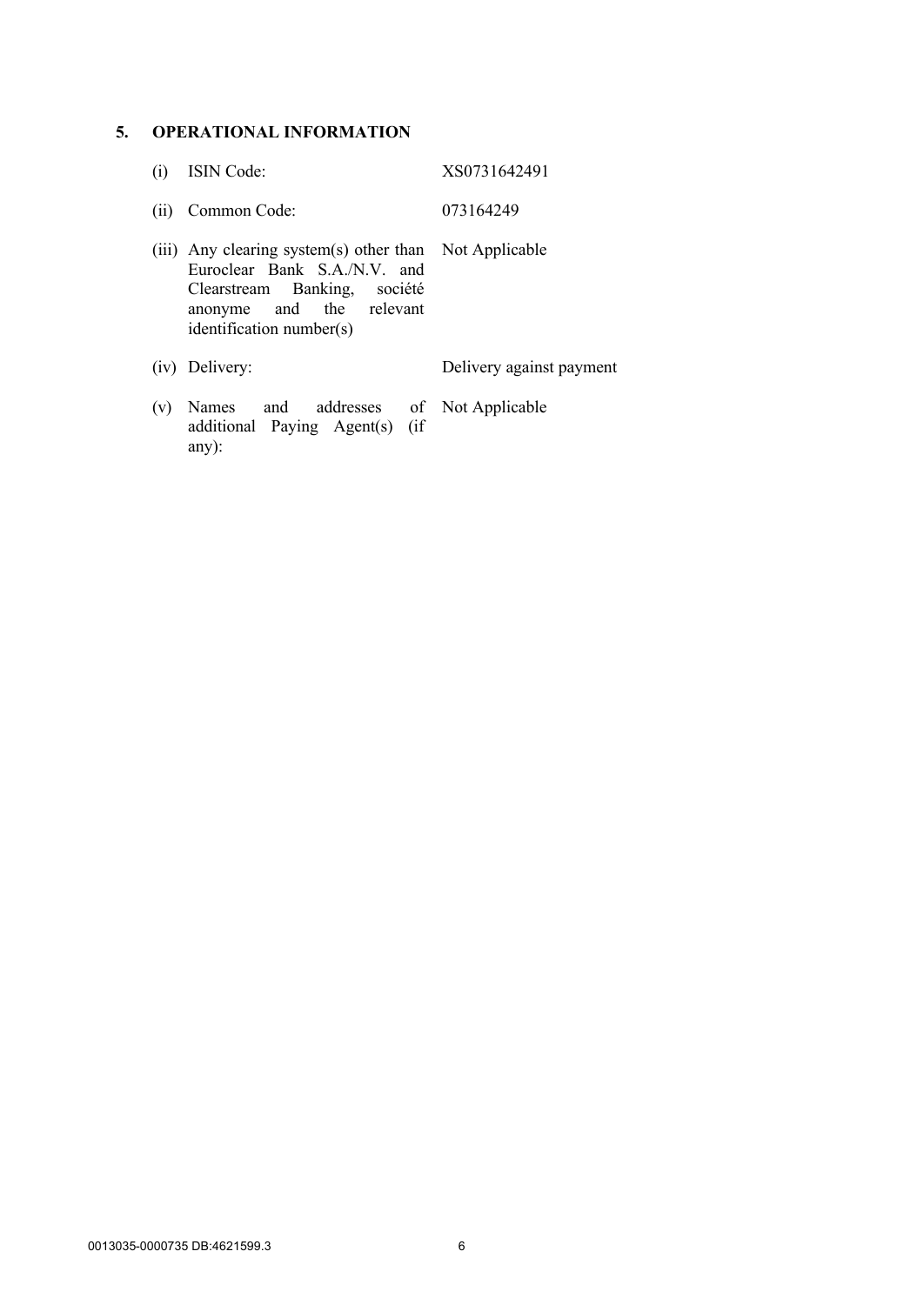## 5. OPERATIONAL INFORMATION

| | | |
|---|---|---|
| (i) | ISIN Code: | XS0731642491 |
| (ii) | Common Code: | 073164249 |
| (iii) | Any clearing system(s) other than Euroclear Bank S.A./N.V. and Clearstream Banking, société anonyme and the relevant identification number(s) | Not Applicable |
| (iv) | Delivery: | Delivery against payment |
| (v) | Names and addresses of additional Paying Agent(s) (if any): | Not Applicable |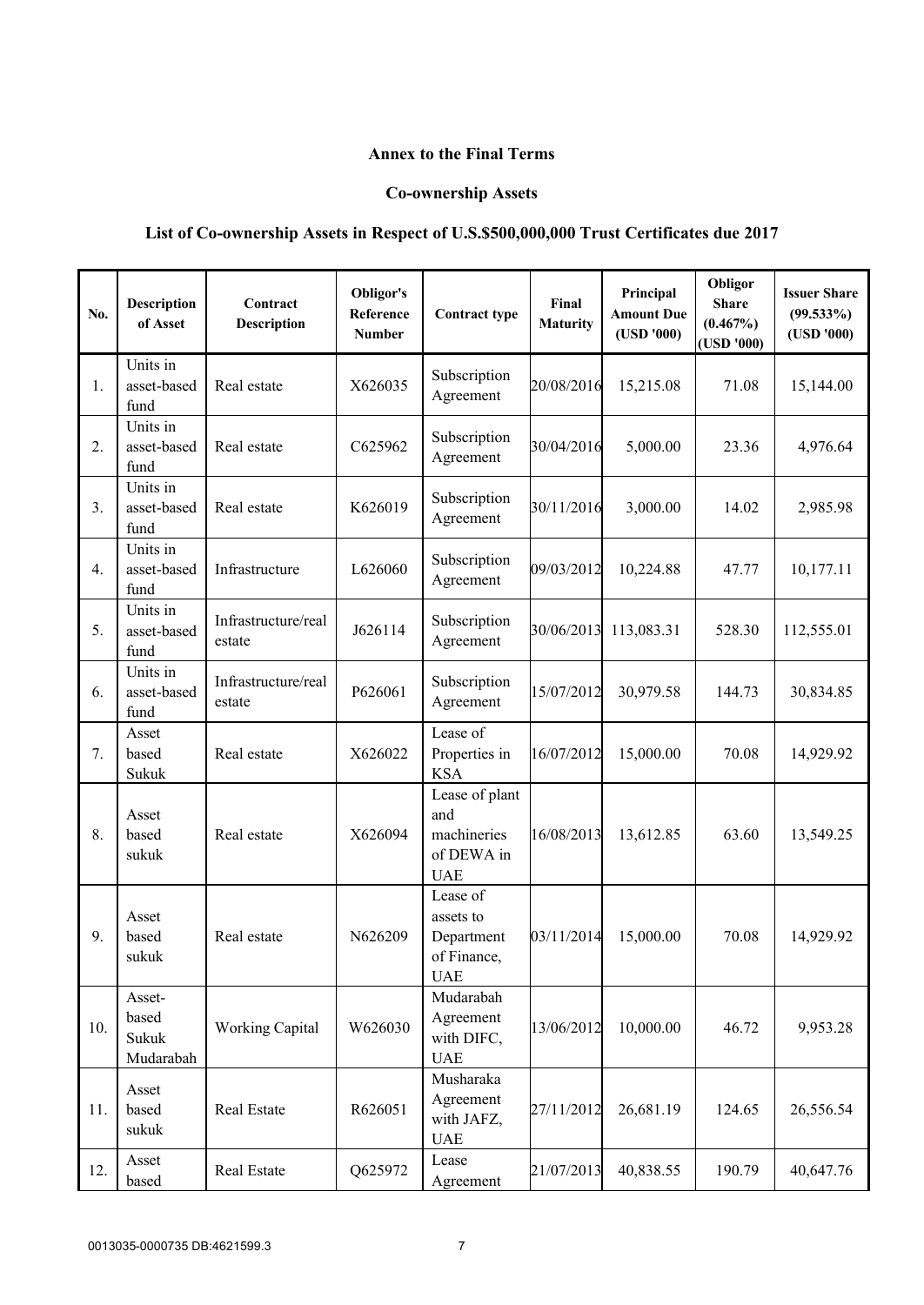**Annex to the Final Terms**

**Co-ownership Assets**

**List of Co-ownership Assets in Respect of U.S.$500,000,000 Trust Certificates due 2017**

| No. | Description of Asset | Contract Description | Obligor's Reference Number | Contract type | Final Maturity | Principal Amount Due (USD '000) | Obligor Share (0.467%) (USD '000) | Issuer Share (99.533%) (USD '000) |
|---|---|---|---|---|---|---|---|---|
| 1. | Units in asset-based fund | Real estate | X626035 | Subscription Agreement | 20/08/2016 | 15,215.08 | 71.08 | 15,144.00 |
| 2. | Units in asset-based fund | Real estate | C625962 | Subscription Agreement | 30/04/2016 | 5,000.00 | 23.36 | 4,976.64 |
| 3. | Units in asset-based fund | Real estate | K626019 | Subscription Agreement | 30/11/2016 | 3,000.00 | 14.02 | 2,985.98 |
| 4. | Units in asset-based fund | Infrastructure | L626060 | Subscription Agreement | 09/03/2012 | 10,224.88 | 47.77 | 10,177.11 |
| 5. | Units in asset-based fund | Infrastructure/real estate | J626114 | Subscription Agreement | 30/06/2013 | 113,083.31 | 528.30 | 112,555.01 |
| 6. | Units in asset-based fund | Infrastructure/real estate | P626061 | Subscription Agreement | 15/07/2012 | 30,979.58 | 144.73 | 30,834.85 |
| 7. | Asset based Sukuk | Real estate | X626022 | Lease of Properties in KSA | 16/07/2012 | 15,000.00 | 70.08 | 14,929.92 |
| 8. | Asset based sukuk | Real estate | X626094 | Lease of plant and machineries of DEWA in UAE | 16/08/2013 | 13,612.85 | 63.60 | 13,549.25 |
| 9. | Asset based sukuk | Real estate | N626209 | Lease of assets to Department of Finance, UAE | 03/11/2014 | 15,000.00 | 70.08 | 14,929.92 |
| 10. | Asset-based Sukuk Mudarabah | Working Capital | W626030 | Mudarabah Agreement with DIFC, UAE | 13/06/2012 | 10,000.00 | 46.72 | 9,953.28 |
| 11. | Asset based sukuk | Real Estate | R626051 | Musharaka Agreement with JAFZ, UAE | 27/11/2012 | 26,681.19 | 124.65 | 26,556.54 |
| 12. | Asset based | Real Estate | Q625972 | Lease Agreement | 21/07/2013 | 40,838.55 | 190.79 | 40,647.76 |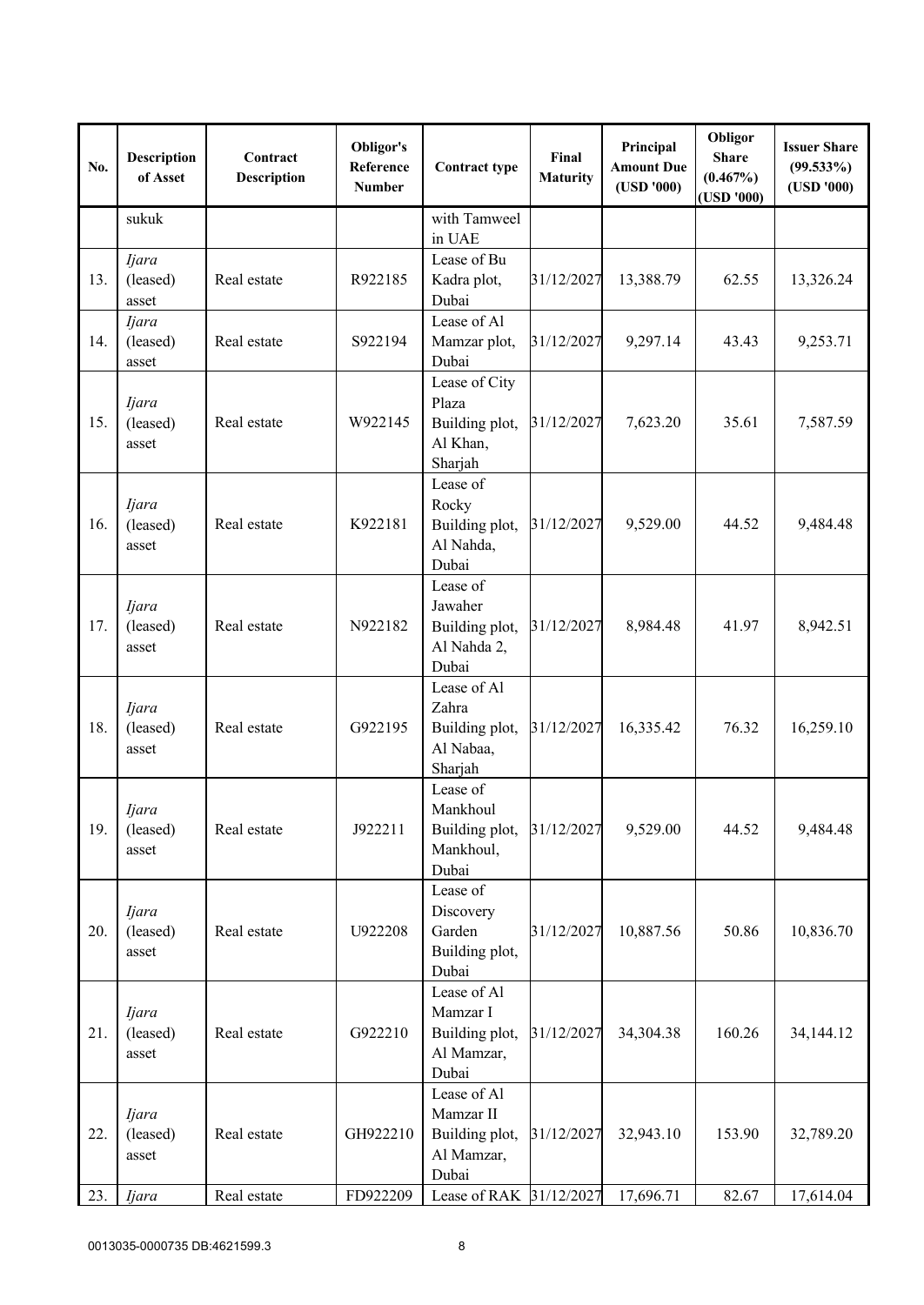| No. | Description of Asset | Contract Description | Obligor's Reference Number | Contract type | Final Maturity | Principal Amount Due (USD '000) | Obligor Share (0.467%) (USD '000) | Issuer Share (99.533%) (USD '000) |
|---|---|---|---|---|---|---|---|---|
| | sukuk | | | with Tamweel in UAE | | | | |
| 13. | *Ijara* (leased) asset | Real estate | R922185 | Lease of Bu Kadra plot, Dubai | 31/12/2027 | 13,388.79 | 62.55 | 13,326.24 |
| 14. | *Ijara* (leased) asset | Real estate | S922194 | Lease of Al Mamzar plot, Dubai | 31/12/2027 | 9,297.14 | 43.43 | 9,253.71 |
| 15. | *Ijara* (leased) asset | Real estate | W922145 | Lease of City Plaza Building plot, Al Khan, Sharjah | 31/12/2027 | 7,623.20 | 35.61 | 7,587.59 |
| 16. | *Ijara* (leased) asset | Real estate | K922181 | Lease of Rocky Building plot, Al Nahda, Dubai | 31/12/2027 | 9,529.00 | 44.52 | 9,484.48 |
| 17. | *Ijara* (leased) asset | Real estate | N922182 | Lease of Jawaher Building plot, Al Nahda 2, Dubai | 31/12/2027 | 8,984.48 | 41.97 | 8,942.51 |
| 18. | *Ijara* (leased) asset | Real estate | G922195 | Lease of Al Zahra Building plot, Al Nabaa, Sharjah | 31/12/2027 | 16,335.42 | 76.32 | 16,259.10 |
| 19. | *Ijara* (leased) asset | Real estate | J922211 | Lease of Mankhoul Building plot, Mankhoul, Dubai | 31/12/2027 | 9,529.00 | 44.52 | 9,484.48 |
| 20. | *Ijara* (leased) asset | Real estate | U922208 | Lease of Discovery Garden Building plot, Dubai | 31/12/2027 | 10,887.56 | 50.86 | 10,836.70 |
| 21. | *Ijara* (leased) asset | Real estate | G922210 | Lease of Al Mamzar I Building plot, Al Mamzar, Dubai | 31/12/2027 | 34,304.38 | 160.26 | 34,144.12 |
| 22. | *Ijara* (leased) asset | Real estate | GH922210 | Lease of Al Mamzar II Building plot, Al Mamzar, Dubai | 31/12/2027 | 32,943.10 | 153.90 | 32,789.20 |
| 23. | *Ijara* | Real estate | FD922209 | Lease of RAK | 31/12/2027 | 17,696.71 | 82.67 | 17,614.04 |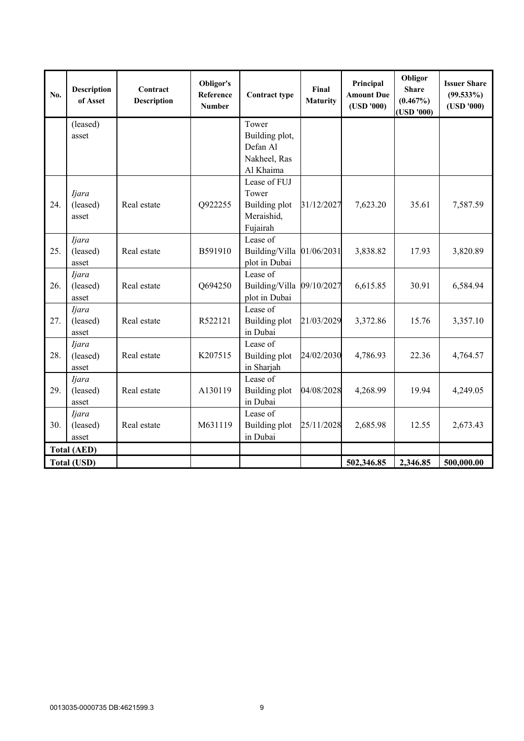| No. | Description of Asset | Contract Description | Obligor's Reference Number | Contract type | Final Maturity | Principal Amount Due (USD '000) | Obligor Share (0.467%) (USD '000) | Issuer Share (99.533%) (USD '000) |
|---|---|---|---|---|---|---|---|---|
| | (leased) asset | | | Tower Building plot, Defan Al Nakheel, Ras Al Khaima | | | | |
| 24. | *Ijara* (leased) asset | Real estate | Q922255 | Lease of FUJ Tower Building plot Meraishid, Fujairah | 31/12/2027 | 7,623.20 | 35.61 | 7,587.59 |
| 25. | *Ijara* (leased) asset | Real estate | B591910 | Lease of Building/Villa plot in Dubai | 01/06/2031 | 3,838.82 | 17.93 | 3,820.89 |
| 26. | *Ijara* (leased) asset | Real estate | Q694250 | Lease of Building/Villa plot in Dubai | 09/10/2027 | 6,615.85 | 30.91 | 6,584.94 |
| 27. | *Ijara* (leased) asset | Real estate | R522121 | Lease of Building plot in Dubai | 21/03/2029 | 3,372.86 | 15.76 | 3,357.10 |
| 28. | *Ijara* (leased) asset | Real estate | K207515 | Lease of Building plot in Sharjah | 24/02/2030 | 4,786.93 | 22.36 | 4,764.57 |
| 29. | *Ijara* (leased) asset | Real estate | A130119 | Lease of Building plot in Dubai | 04/08/2028 | 4,268.99 | 19.94 | 4,249.05 |
| 30. | *Ijara* (leased) asset | Real estate | M631119 | Lease of Building plot in Dubai | 25/11/2028 | 2,685.98 | 12.55 | 2,673.43 |
| **Total (AED)** | | | | | | | | |
| **Total (USD)** | | | | | | **502,346.85** | **2,346.85** | **500,000.00** |

0013035-0000735 DB:4621599.3